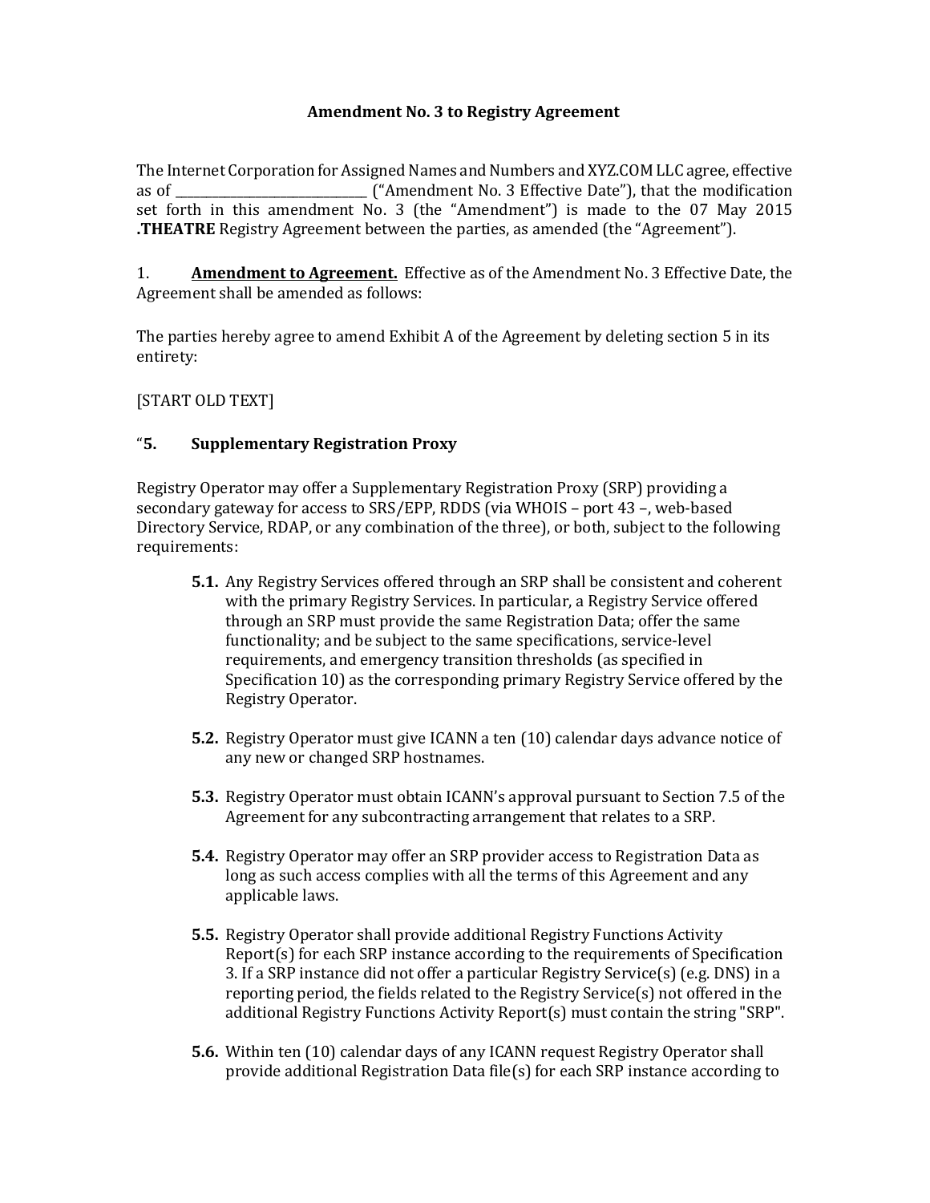**Amendment No. 3 to Registry Agreement**

The Internet Corporation for Assigned Names and Numbers and XYZ.COM LLC agree, effective as of ______________________________ ("Amendment No. 3 Effective Date"), that the modification set forth in this amendment No. 3 (the "Amendment") is made to the 07 May 2015 **.THEATRE** Registry Agreement between the parties, as amended (the "Agreement").

1. **Amendment to Agreement.** Effective as of the Amendment No. 3 Effective Date, the Agreement shall be amended as follows:

The parties hereby agree to amend Exhibit A of the Agreement by deleting section 5 in its entirety:

[START OLD TEXT]

"**5. Supplementary Registration Proxy**

Registry Operator may offer a Supplementary Registration Proxy (SRP) providing a secondary gateway for access to SRS/EPP, RDDS (via WHOIS – port 43 –, web-based Directory Service, RDAP, or any combination of the three), or both, subject to the following requirements:

**5.1.** Any Registry Services offered through an SRP shall be consistent and coherent with the primary Registry Services. In particular, a Registry Service offered through an SRP must provide the same Registration Data; offer the same functionality; and be subject to the same specifications, service-level requirements, and emergency transition thresholds (as specified in Specification 10) as the corresponding primary Registry Service offered by the Registry Operator.

**5.2.** Registry Operator must give ICANN a ten (10) calendar days advance notice of any new or changed SRP hostnames.

**5.3.** Registry Operator must obtain ICANN's approval pursuant to Section 7.5 of the Agreement for any subcontracting arrangement that relates to a SRP.

**5.4.** Registry Operator may offer an SRP provider access to Registration Data as long as such access complies with all the terms of this Agreement and any applicable laws.

**5.5.** Registry Operator shall provide additional Registry Functions Activity Report(s) for each SRP instance according to the requirements of Specification 3. If a SRP instance did not offer a particular Registry Service(s) (e.g. DNS) in a reporting period, the fields related to the Registry Service(s) not offered in the additional Registry Functions Activity Report(s) must contain the string "SRP".

**5.6.** Within ten (10) calendar days of any ICANN request Registry Operator shall provide additional Registration Data file(s) for each SRP instance according to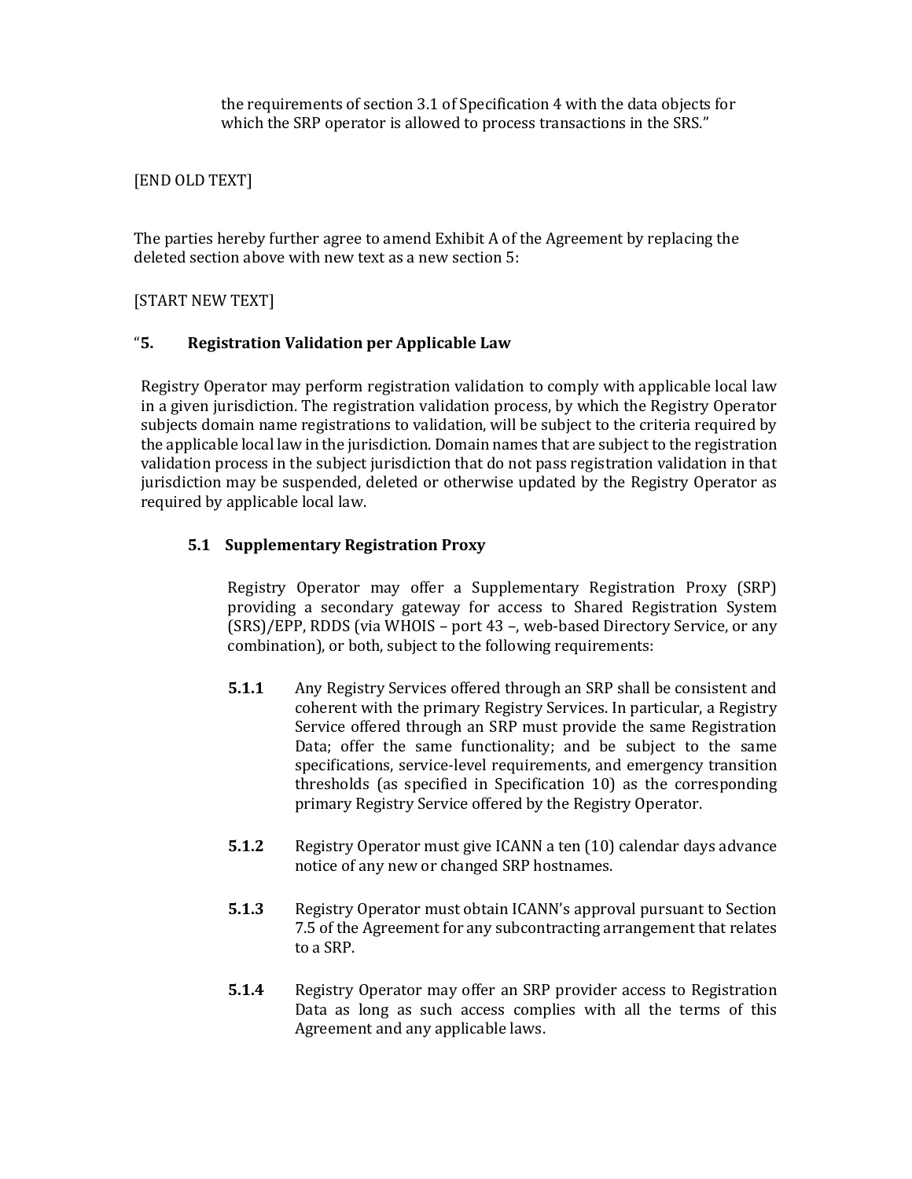the requirements of section 3.1 of Specification 4 with the data objects for which the SRP operator is allowed to process transactions in the SRS."

[END OLD TEXT]

The parties hereby further agree to amend Exhibit A of the Agreement by replacing the deleted section above with new text as a new section 5:

[START NEW TEXT]

"**5. Registration Validation per Applicable Law**

Registry Operator may perform registration validation to comply with applicable local law in a given jurisdiction. The registration validation process, by which the Registry Operator subjects domain name registrations to validation, will be subject to the criteria required by the applicable local law in the jurisdiction. Domain names that are subject to the registration validation process in the subject jurisdiction that do not pass registration validation in that jurisdiction may be suspended, deleted or otherwise updated by the Registry Operator as required by applicable local law.

**5.1 Supplementary Registration Proxy**

Registry Operator may offer a Supplementary Registration Proxy (SRP) providing a secondary gateway for access to Shared Registration System (SRS)/EPP, RDDS (via WHOIS – port 43 –, web-based Directory Service, or any combination), or both, subject to the following requirements:

**5.1.1** Any Registry Services offered through an SRP shall be consistent and coherent with the primary Registry Services. In particular, a Registry Service offered through an SRP must provide the same Registration Data; offer the same functionality; and be subject to the same specifications, service-level requirements, and emergency transition thresholds (as specified in Specification 10) as the corresponding primary Registry Service offered by the Registry Operator.

**5.1.2** Registry Operator must give ICANN a ten (10) calendar days advance notice of any new or changed SRP hostnames.

**5.1.3** Registry Operator must obtain ICANN's approval pursuant to Section 7.5 of the Agreement for any subcontracting arrangement that relates to a SRP.

**5.1.4** Registry Operator may offer an SRP provider access to Registration Data as long as such access complies with all the terms of this Agreement and any applicable laws.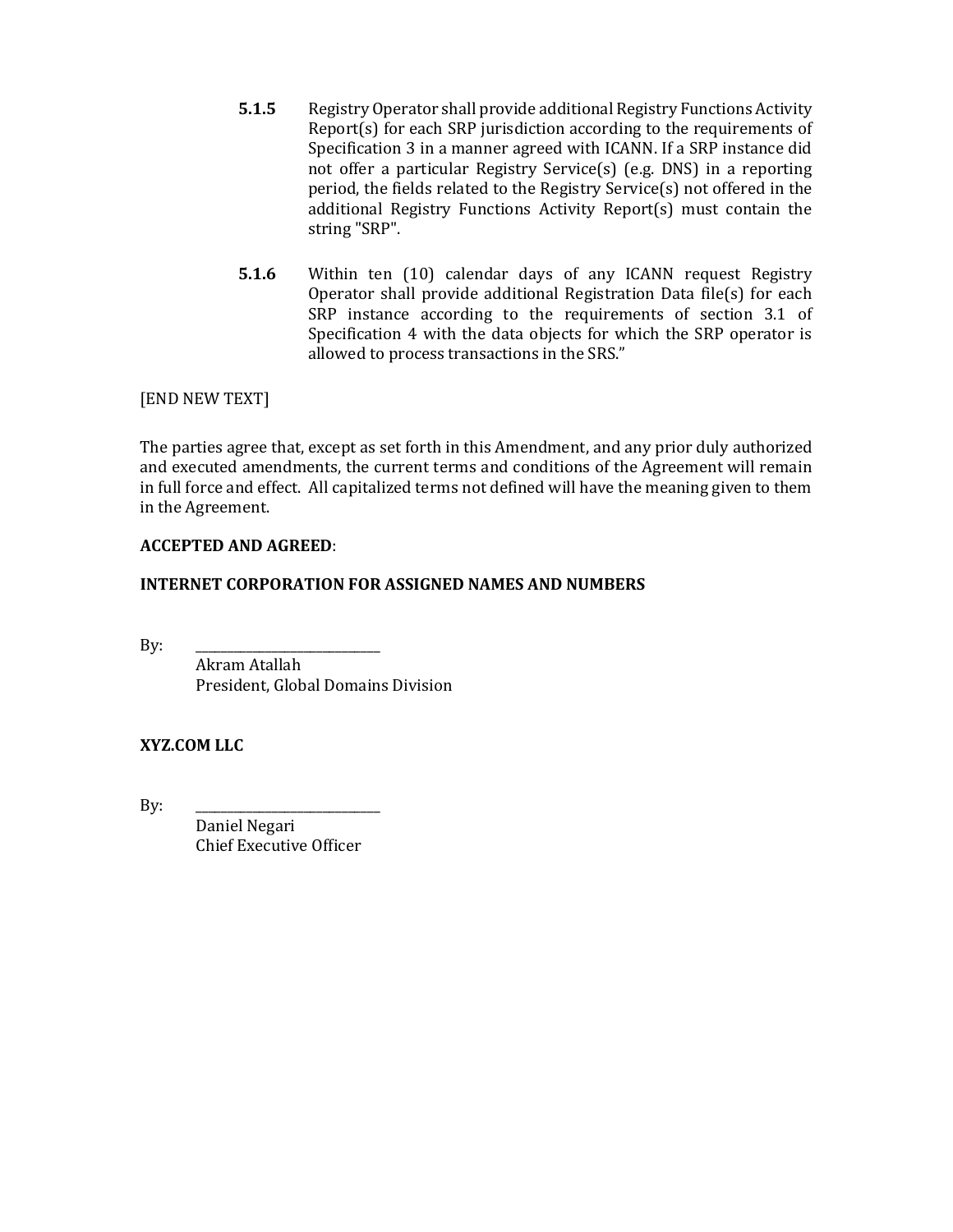**5.1.5** Registry Operator shall provide additional Registry Functions Activity Report(s) for each SRP jurisdiction according to the requirements of Specification 3 in a manner agreed with ICANN. If a SRP instance did not offer a particular Registry Service(s) (e.g. DNS) in a reporting period, the fields related to the Registry Service(s) not offered in the additional Registry Functions Activity Report(s) must contain the string "SRP".

**5.1.6** Within ten (10) calendar days of any ICANN request Registry Operator shall provide additional Registration Data file(s) for each SRP instance according to the requirements of section 3.1 of Specification 4 with the data objects for which the SRP operator is allowed to process transactions in the SRS."

[END NEW TEXT]

The parties agree that, except as set forth in this Amendment, and any prior duly authorized and executed amendments, the current terms and conditions of the Agreement will remain in full force and effect. All capitalized terms not defined will have the meaning given to them in the Agreement.

**ACCEPTED AND AGREED**:

**INTERNET CORPORATION FOR ASSIGNED NAMES AND NUMBERS**

By: ____________________________
Akram Atallah
President, Global Domains Division

**XYZ.COM LLC**

By: ____________________________
Daniel Negari
Chief Executive Officer